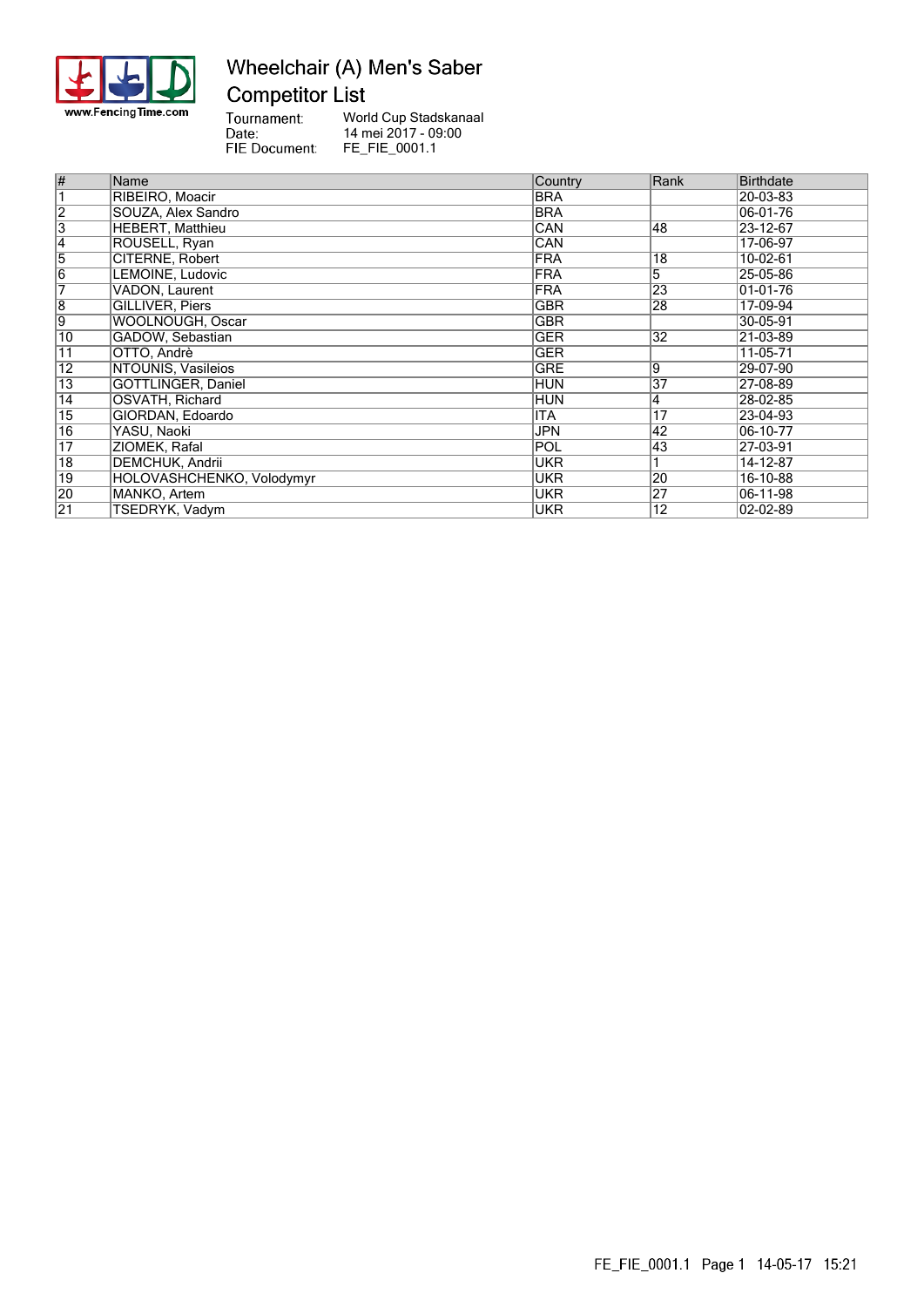www.FencingTime.com

# Wheelchair (A) Men's Saber

## Competitor List

Tournament: World Cup Stadskanaal
Date: 14 mei 2017 - 09:00
FIE Document: FE_FIE_0001.1

| # | Name | Country | Rank | Birthdate |
|---|---|---|---|---|
| 1 | RIBEIRO, Moacir | BRA | | 20-03-83 |
| 2 | SOUZA, Alex Sandro | BRA | | 06-01-76 |
| 3 | HEBERT, Matthieu | CAN | 48 | 23-12-67 |
| 4 | ROUSELL, Ryan | CAN | | 17-06-97 |
| 5 | CITERNE, Robert | FRA | 18 | 10-02-61 |
| 6 | LEMOINE, Ludovic | FRA | 5 | 25-05-86 |
| 7 | VADON, Laurent | FRA | 23 | 01-01-76 |
| 8 | GILLIVER, Piers | GBR | 28 | 17-09-94 |
| 9 | WOOLNOUGH, Oscar | GBR | | 30-05-91 |
| 10 | GADOW, Sebastian | GER | 32 | 21-03-89 |
| 11 | OTTO, Andrè | GER | | 11-05-71 |
| 12 | NTOUNIS, Vasileios | GRE | 9 | 29-07-90 |
| 13 | GOTTLINGER, Daniel | HUN | 37 | 27-08-89 |
| 14 | OSVATH, Richard | HUN | 4 | 28-02-85 |
| 15 | GIORDAN, Edoardo | ITA | 17 | 23-04-93 |
| 16 | YASU, Naoki | JPN | 42 | 06-10-77 |
| 17 | ZIOMEK, Rafal | POL | 43 | 27-03-91 |
| 18 | DEMCHUK, Andrii | UKR | 1 | 14-12-87 |
| 19 | HOLOVASHCHENKO, Volodymyr | UKR | 20 | 16-10-88 |
| 20 | MANKO, Artem | UKR | 27 | 06-11-98 |
| 21 | TSEDRYK, Vadym | UKR | 12 | 02-02-89 |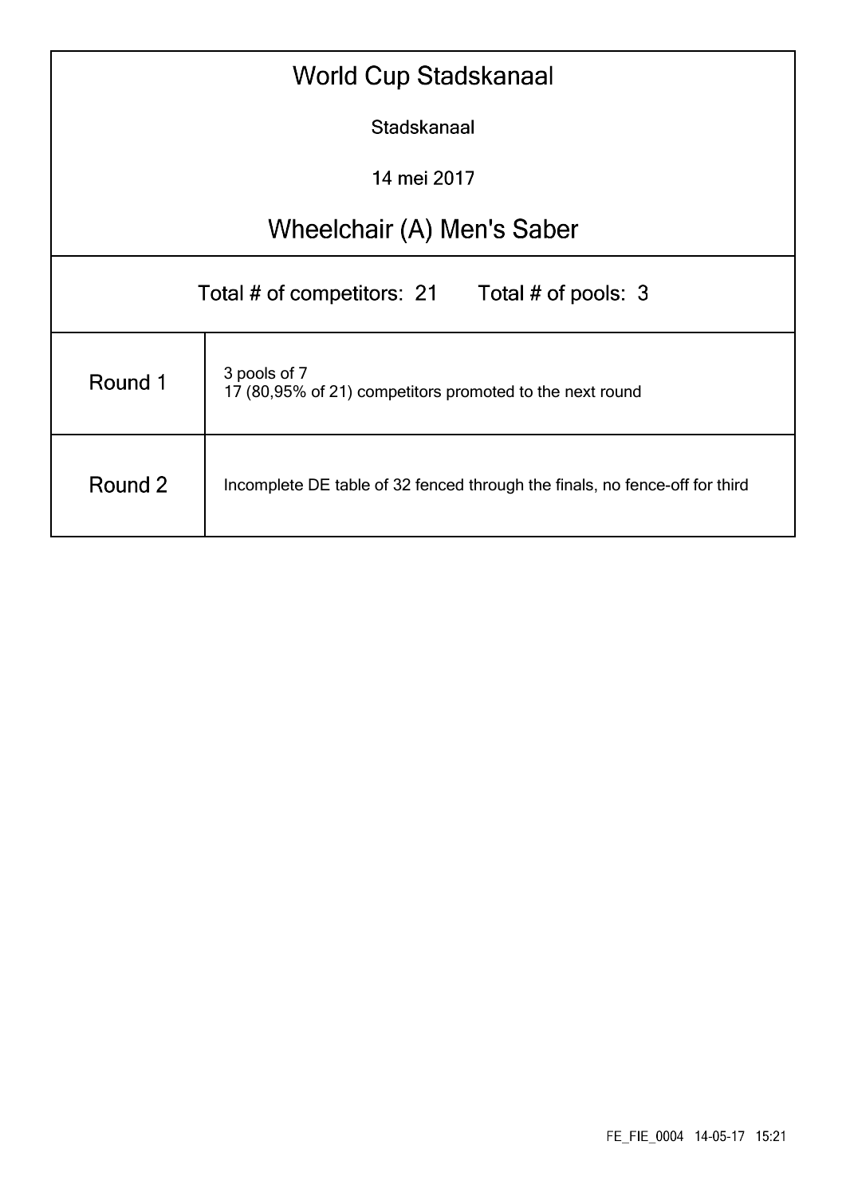# World Cup Stadskanaal

Stadskanaal

14 mei 2017

## Wheelchair (A) Men's Saber

Total # of competitors: 21 Total # of pools: 3

| | |
|---|---|
| Round 1 | 3 pools of 7<br>17 (80,95% of 21) competitors promoted to the next round |
| Round 2 | Incomplete DE table of 32 fenced through the finals, no fence-off for third |

FE_FIE_0004 14-05-17 15:21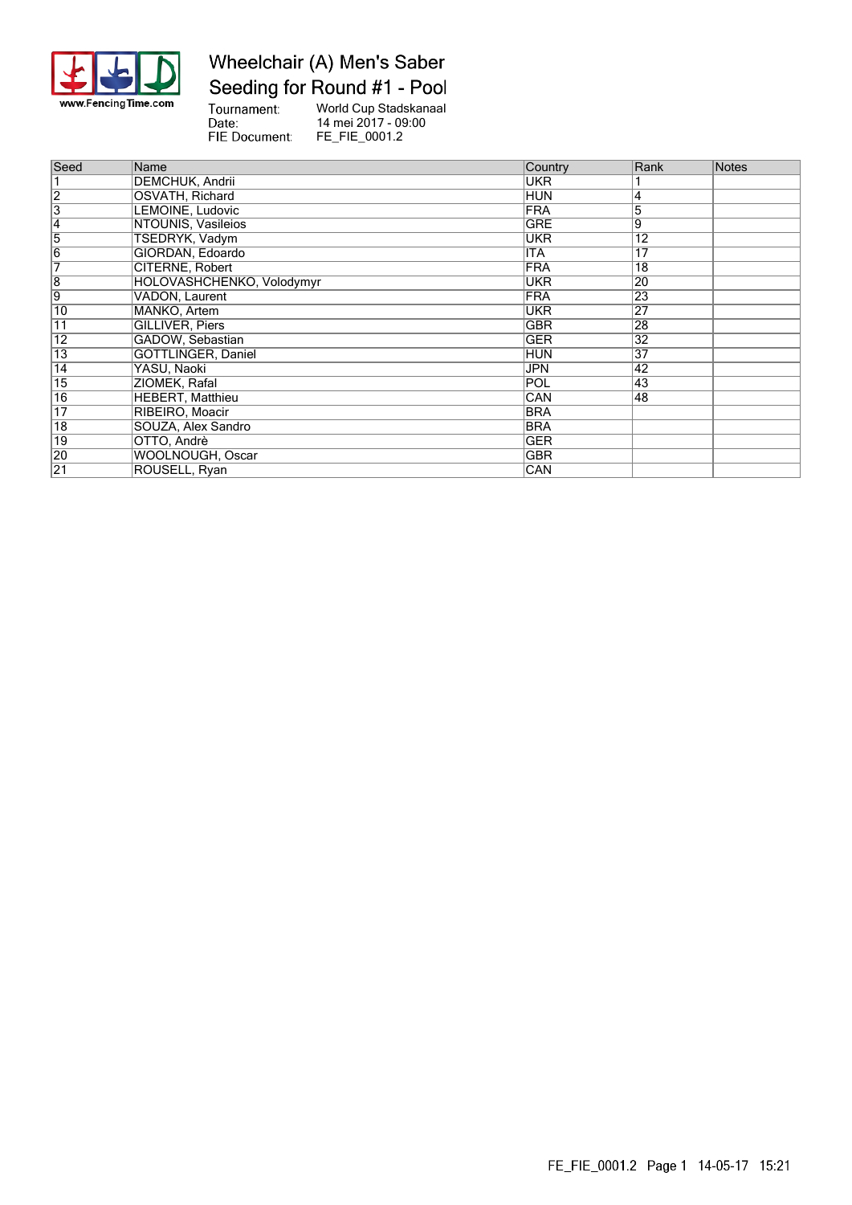# Wheelchair (A) Men's Saber

## Seeding for Round #1 - Pool

Tournament: World Cup Stadskanaal
Date: 14 mei 2017 - 09:00
FIE Document: FE_FIE_0001.2

| Seed | Name | Country | Rank | Notes |
|---|---|---|---|---|
| 1 | DEMCHUK, Andrii | UKR | 1 | |
| 2 | OSVATH, Richard | HUN | 4 | |
| 3 | LEMOINE, Ludovic | FRA | 5 | |
| 4 | NTOUNIS, Vasileios | GRE | 9 | |
| 5 | TSEDRYK, Vadym | UKR | 12 | |
| 6 | GIORDAN, Edoardo | ITA | 17 | |
| 7 | CITERNE, Robert | FRA | 18 | |
| 8 | HOLOVASHCHENKO, Volodymyr | UKR | 20 | |
| 9 | VADON, Laurent | FRA | 23 | |
| 10 | MANKO, Artem | UKR | 27 | |
| 11 | GILLIVER, Piers | GBR | 28 | |
| 12 | GADOW, Sebastian | GER | 32 | |
| 13 | GOTTLINGER, Daniel | HUN | 37 | |
| 14 | YASU, Naoki | JPN | 42 | |
| 15 | ZIOMEK, Rafal | POL | 43 | |
| 16 | HEBERT, Matthieu | CAN | 48 | |
| 17 | RIBEIRO, Moacir | BRA | | |
| 18 | SOUZA, Alex Sandro | BRA | | |
| 19 | OTTO, Andrè | GER | | |
| 20 | WOOLNOUGH, Oscar | GBR | | |
| 21 | ROUSELL, Ryan | CAN | | |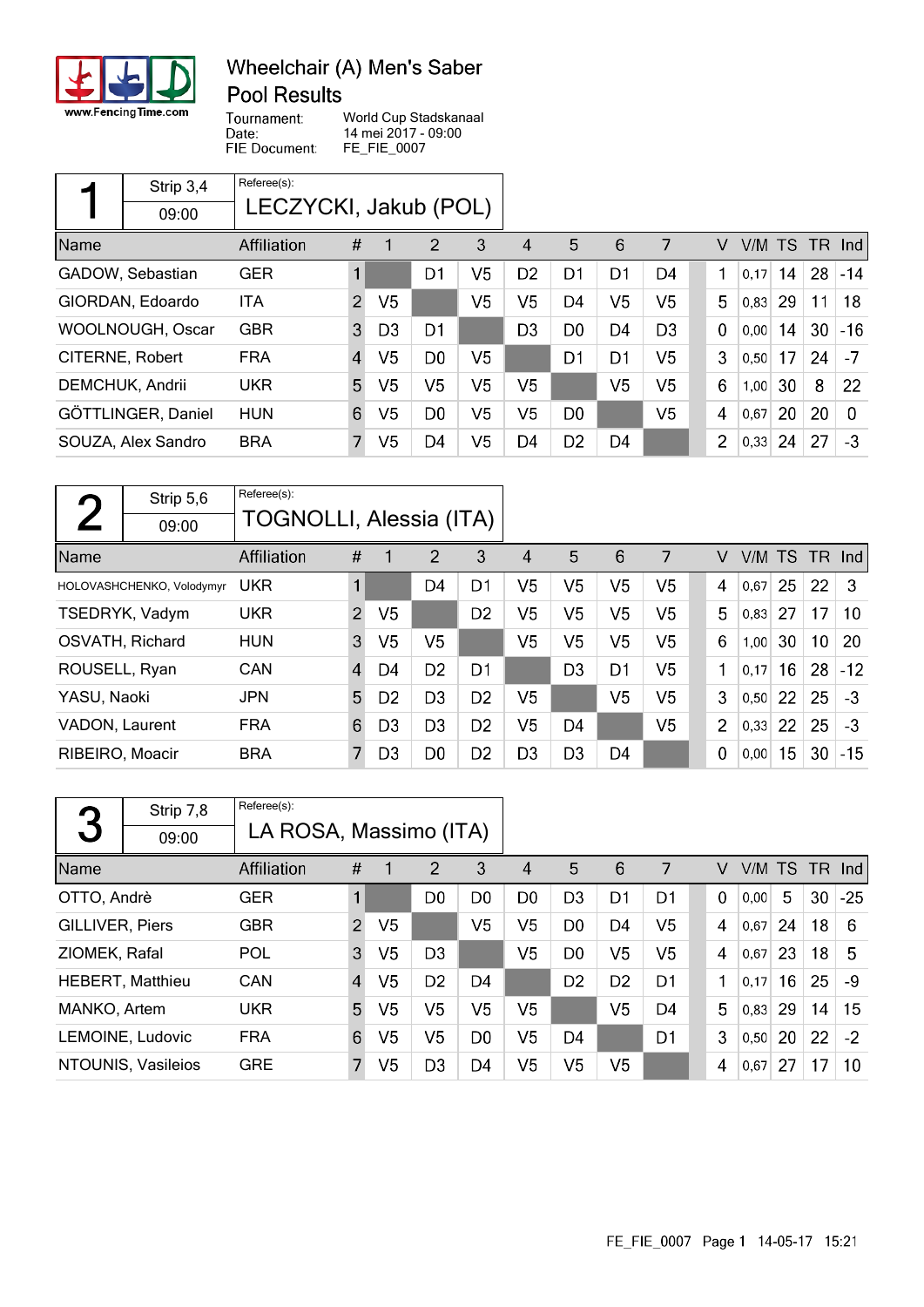www.FencingTime.com

# Wheelchair (A) Men's Saber
## Pool Results

Tournament: World Cup Stadskanaal
Date: 14 mei 2017 - 09:00
FIE Document: FE_FIE_0007

### Pool 1 — Strip 3,4 — 09:00 — Referee(s): LECZYCKI, Jakub (POL)

| Name | Affiliation | # | 1 | 2 | 3 | 4 | 5 | 6 | 7 | V | V/M | TS | TR | Ind |
|---|---|---|---|---|---|---|---|---|---|---|---|---|---|---|
| GADOW, Sebastian | GER | 1 | | D1 | V5 | D2 | D1 | D1 | D4 | 1 | 0,17 | 14 | 28 | -14 |
| GIORDAN, Edoardo | ITA | 2 | V5 | | V5 | V5 | D4 | V5 | V5 | 5 | 0,83 | 29 | 11 | 18 |
| WOOLNOUGH, Oscar | GBR | 3 | D3 | D1 | | D3 | D0 | D4 | D3 | 0 | 0,00 | 14 | 30 | -16 |
| CITERNE, Robert | FRA | 4 | V5 | D0 | V5 | | D1 | D1 | V5 | 3 | 0,50 | 17 | 24 | -7 |
| DEMCHUK, Andrii | UKR | 5 | V5 | V5 | V5 | V5 | | V5 | V5 | 6 | 1,00 | 30 | 8 | 22 |
| GÖTTLINGER, Daniel | HUN | 6 | V5 | D0 | V5 | V5 | D0 | | V5 | 4 | 0,67 | 20 | 20 | 0 |
| SOUZA, Alex Sandro | BRA | 7 | V5 | D4 | V5 | D4 | D2 | D4 | | 2 | 0,33 | 24 | 27 | -3 |

### Pool 2 — Strip 5,6 — 09:00 — Referee(s): TOGNOLLI, Alessia (ITA)

| Name | Affiliation | # | 1 | 2 | 3 | 4 | 5 | 6 | 7 | V | V/M | TS | TR | Ind |
|---|---|---|---|---|---|---|---|---|---|---|---|---|---|---|
| HOLOVASHCHENKO, Volodymyr | UKR | 1 | | D4 | D1 | V5 | V5 | V5 | V5 | 4 | 0,67 | 25 | 22 | 3 |
| TSEDRYK, Vadym | UKR | 2 | V5 | | D2 | V5 | V5 | V5 | V5 | 5 | 0,83 | 27 | 17 | 10 |
| OSVATH, Richard | HUN | 3 | V5 | V5 | | V5 | V5 | V5 | V5 | 6 | 1,00 | 30 | 10 | 20 |
| ROUSELL, Ryan | CAN | 4 | D4 | D2 | D1 | | D3 | D1 | V5 | 1 | 0,17 | 16 | 28 | -12 |
| YASU, Naoki | JPN | 5 | D2 | D3 | D2 | V5 | | V5 | V5 | 3 | 0,50 | 22 | 25 | -3 |
| VADON, Laurent | FRA | 6 | D3 | D3 | D2 | V5 | D4 | | V5 | 2 | 0,33 | 22 | 25 | -3 |
| RIBEIRO, Moacir | BRA | 7 | D3 | D0 | D2 | D3 | D3 | D4 | | 0 | 0,00 | 15 | 30 | -15 |

### Pool 3 — Strip 7,8 — 09:00 — Referee(s): LA ROSA, Massimo (ITA)

| Name | Affiliation | # | 1 | 2 | 3 | 4 | 5 | 6 | 7 | V | V/M | TS | TR | Ind |
|---|---|---|---|---|---|---|---|---|---|---|---|---|---|---|
| OTTO, Andrè | GER | 1 | | D0 | D0 | D0 | D3 | D1 | D1 | 0 | 0,00 | 5 | 30 | -25 |
| GILLIVER, Piers | GBR | 2 | V5 | | V5 | V5 | D0 | D4 | V5 | 4 | 0,67 | 24 | 18 | 6 |
| ZIOMEK, Rafal | POL | 3 | V5 | D3 | | V5 | D0 | V5 | V5 | 4 | 0,67 | 23 | 18 | 5 |
| HEBERT, Matthieu | CAN | 4 | V5 | D2 | D4 | | D2 | D2 | D1 | 1 | 0,17 | 16 | 25 | -9 |
| MANKO, Artem | UKR | 5 | V5 | V5 | V5 | V5 | | V5 | D4 | 5 | 0,83 | 29 | 14 | 15 |
| LEMOINE, Ludovic | FRA | 6 | V5 | V5 | D0 | V5 | D4 | | D1 | 3 | 0,50 | 20 | 22 | -2 |
| NTOUNIS, Vasileios | GRE | 7 | V5 | D3 | D4 | V5 | V5 | V5 | | 4 | 0,67 | 27 | 17 | 10 |

FE_FIE_0007 Page 1 14-05-17 15:21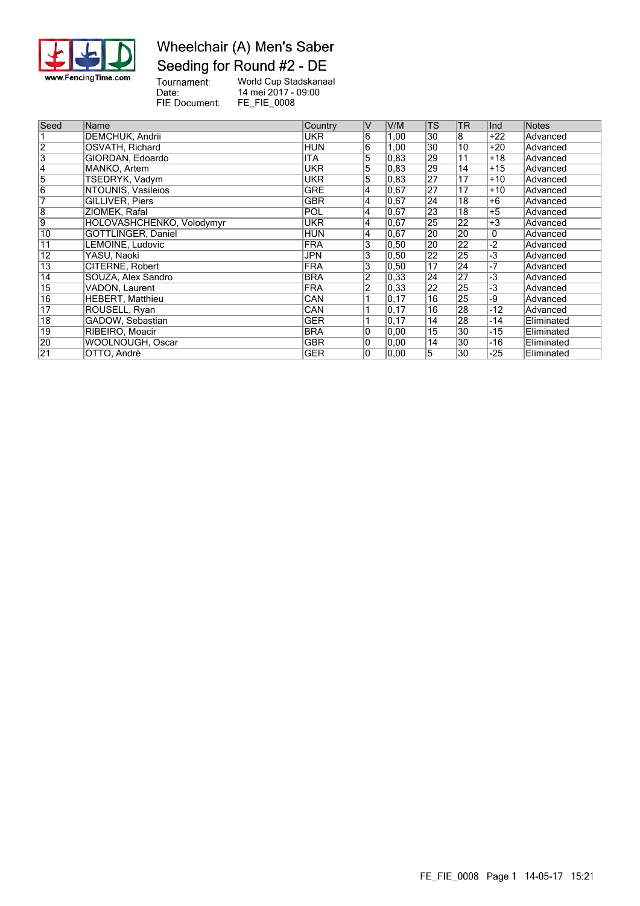# Wheelchair (A) Men's Saber

## Seeding for Round #2 - DE

Tournament: World Cup Stadskanaal
Date: 14 mei 2017 - 09:00
FIE Document: FE_FIE_0008

| Seed | Name | Country | V | V/M | TS | TR | Ind | Notes |
|---|---|---|---|---|---|---|---|---|
| 1 | DEMCHUK, Andrii | UKR | 6 | 1,00 | 30 | 8 | +22 | Advanced |
| 2 | OSVATH, Richard | HUN | 6 | 1,00 | 30 | 10 | +20 | Advanced |
| 3 | GIORDAN, Edoardo | ITA | 5 | 0,83 | 29 | 11 | +18 | Advanced |
| 4 | MANKO, Artem | UKR | 5 | 0,83 | 29 | 14 | +15 | Advanced |
| 5 | TSEDRYK, Vadym | UKR | 5 | 0,83 | 27 | 17 | +10 | Advanced |
| 6 | NTOUNIS, Vasileios | GRE | 4 | 0,67 | 27 | 17 | +10 | Advanced |
| 7 | GILLIVER, Piers | GBR | 4 | 0,67 | 24 | 18 | +6 | Advanced |
| 8 | ZIOMEK, Rafal | POL | 4 | 0,67 | 23 | 18 | +5 | Advanced |
| 9 | HOLOVASHCHENKO, Volodymyr | UKR | 4 | 0,67 | 25 | 22 | +3 | Advanced |
| 10 | GOTTLINGER, Daniel | HUN | 4 | 0,67 | 20 | 20 | 0 | Advanced |
| 11 | LEMOINE, Ludovic | FRA | 3 | 0,50 | 20 | 22 | -2 | Advanced |
| 12 | YASU, Naoki | JPN | 3 | 0,50 | 22 | 25 | -3 | Advanced |
| 13 | CITERNE, Robert | FRA | 3 | 0,50 | 17 | 24 | -7 | Advanced |
| 14 | SOUZA, Alex Sandro | BRA | 2 | 0,33 | 24 | 27 | -3 | Advanced |
| 15 | VADON, Laurent | FRA | 2 | 0,33 | 22 | 25 | -3 | Advanced |
| 16 | HEBERT, Matthieu | CAN | 1 | 0,17 | 16 | 25 | -9 | Advanced |
| 17 | ROUSELL, Ryan | CAN | 1 | 0,17 | 16 | 28 | -12 | Advanced |
| 18 | GADOW, Sebastian | GER | 1 | 0,17 | 14 | 28 | -14 | Eliminated |
| 19 | RIBEIRO, Moacir | BRA | 0 | 0,00 | 15 | 30 | -15 | Eliminated |
| 20 | WOOLNOUGH, Oscar | GBR | 0 | 0,00 | 14 | 30 | -16 | Eliminated |
| 21 | OTTO, Andrè | GER | 0 | 0,00 | 5 | 30 | -25 | Eliminated |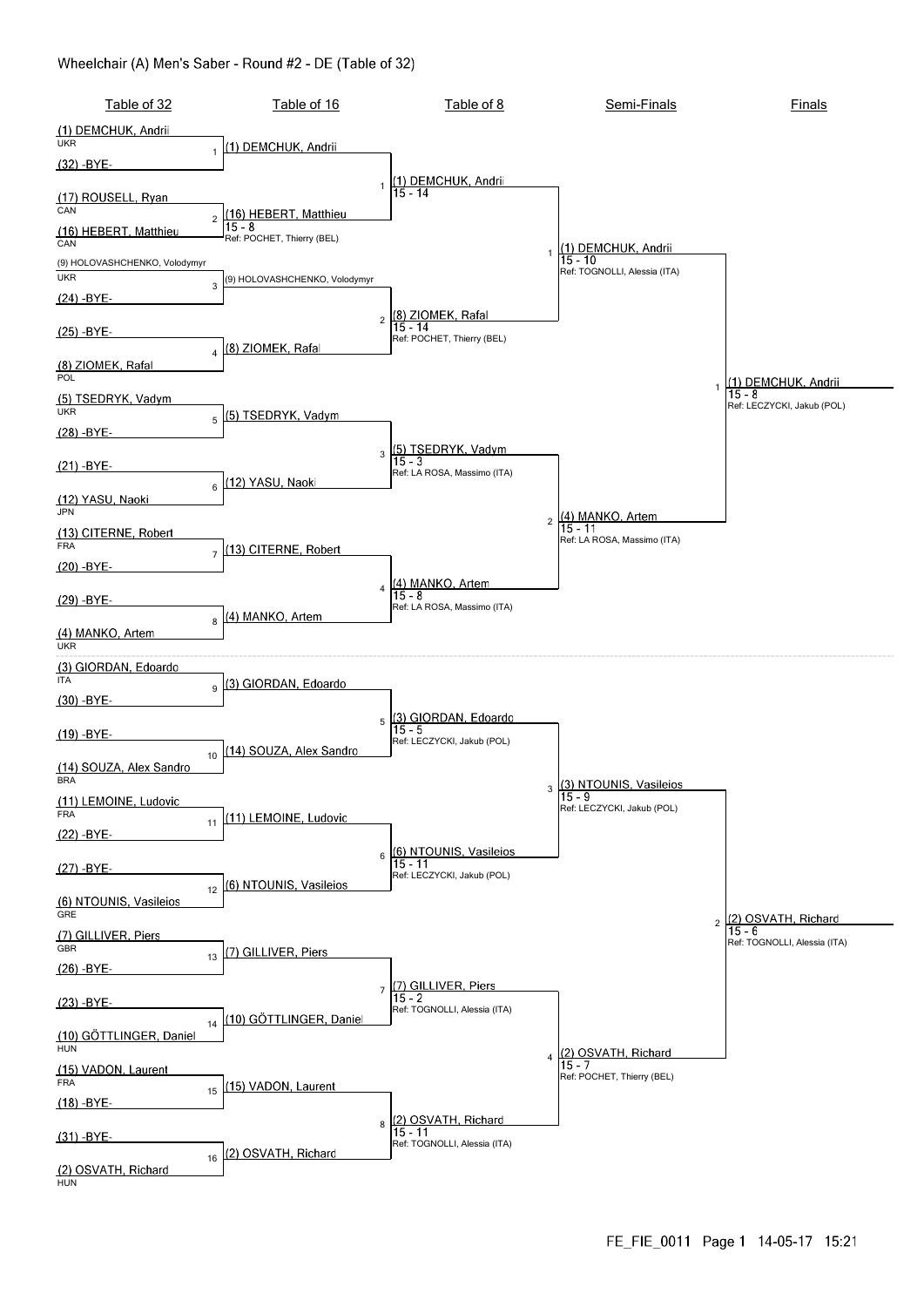# Wheelchair (A) Men's Saber - Round #2 - DE (Table of 32)

## Table of 32

| Bout | Fencer 1 | Fencer 2 |
|---|---|---|
| 1 | (1) DEMCHUK, Andrii (UKR) | (32) -BYE- |
| 2 | (17) ROUSELL, Ryan (CAN) | (16) HEBERT, Matthieu (CAN) |
| 3 | (9) HOLOVASHCHENKO, Volodymyr (UKR) | (24) -BYE- |
| 4 | (25) -BYE- | (8) ZIOMEK, Rafal (POL) |
| 5 | (5) TSEDRYK, Vadym (UKR) | (28) -BYE- |
| 6 | (21) -BYE- | (12) YASU, Naoki (JPN) |
| 7 | (13) CITERNE, Robert (FRA) | (20) -BYE- |
| 8 | (29) -BYE- | (4) MANKO, Artem (UKR) |
| 9 | (3) GIORDAN, Edoardo (ITA) | (30) -BYE- |
| 10 | (19) -BYE- | (14) SOUZA, Alex Sandro (BRA) |
| 11 | (11) LEMOINE, Ludovic (FRA) | (22) -BYE- |
| 12 | (27) -BYE- | (6) NTOUNIS, Vasileios (GRE) |
| 13 | (7) GILLIVER, Piers (GBR) | (26) -BYE- |
| 14 | (23) -BYE- | (10) GÖTTLINGER, Daniel (HUN) |
| 15 | (15) VADON, Laurent (FRA) | (18) -BYE- |
| 16 | (31) -BYE- | (2) OSVATH, Richard (HUN) |

## Table of 16

| Bout | Winner | Score | Referee |
|---|---|---|---|
| 1 | (1) DEMCHUK, Andrii | | |
| 2 | (16) HEBERT, Matthieu | 15 - 8 | Ref: POCHET, Thierry (BEL) |
| 3 | (9) HOLOVASHCHENKO, Volodymyr | | |
| 4 | (8) ZIOMEK, Rafal | | |
| 5 | (5) TSEDRYK, Vadym | | |
| 6 | (12) YASU, Naoki | | |
| 7 | (13) CITERNE, Robert | | |
| 8 | (4) MANKO, Artem | | |
| 9 | (3) GIORDAN, Edoardo | | |
| 10 | (14) SOUZA, Alex Sandro | | |
| 11 | (11) LEMOINE, Ludovic | | |
| 12 | (6) NTOUNIS, Vasileios | | |
| 13 | (7) GILLIVER, Piers | | |
| 14 | (10) GÖTTLINGER, Daniel | | |
| 15 | (15) VADON, Laurent | | |
| 16 | (2) OSVATH, Richard | | |

## Table of 8

| Bout | Winner | Score | Referee |
|---|---|---|---|
| 1 | (1) DEMCHUK, Andrii | 15 - 14 | |
| 2 | (8) ZIOMEK, Rafal | 15 - 14 | Ref: POCHET, Thierry (BEL) |
| 3 | (5) TSEDRYK, Vadym | 15 - 3 | Ref: LA ROSA, Massimo (ITA) |
| 4 | (4) MANKO, Artem | 15 - 8 | Ref: LA ROSA, Massimo (ITA) |
| 5 | (3) GIORDAN, Edoardo | 15 - 5 | Ref: LECZYCKI, Jakub (POL) |
| 6 | (6) NTOUNIS, Vasileios | 15 - 11 | Ref: LECZYCKI, Jakub (POL) |
| 7 | (7) GILLIVER, Piers | 15 - 2 | Ref: TOGNOLLI, Alessia (ITA) |
| 8 | (2) OSVATH, Richard | 15 - 11 | Ref: TOGNOLLI, Alessia (ITA) |

## Semi-Finals

| Bout | Winner | Score | Referee |
|---|---|---|---|
| 1 | (1) DEMCHUK, Andrii | 15 - 10 | Ref: TOGNOLLI, Alessia (ITA) |
| 2 | (4) MANKO, Artem | 15 - 11 | Ref: LA ROSA, Massimo (ITA) |
| 3 | (3) NTOUNIS, Vasileios | 15 - 9 | Ref: LECZYCKI, Jakub (POL) |
| 4 | (2) OSVATH, Richard | 15 - 7 | Ref: POCHET, Thierry (BEL) |

## Finals

| Bout | Winner | Score | Referee |
|---|---|---|---|
| 1 | (1) DEMCHUK, Andrii | 15 - 8 | Ref: LECZYCKI, Jakub (POL) |
| 2 | (2) OSVATH, Richard | 15 - 6 | Ref: TOGNOLLI, Alessia (ITA) |

FE_FIE_0011 Page 1 14-05-17 15:21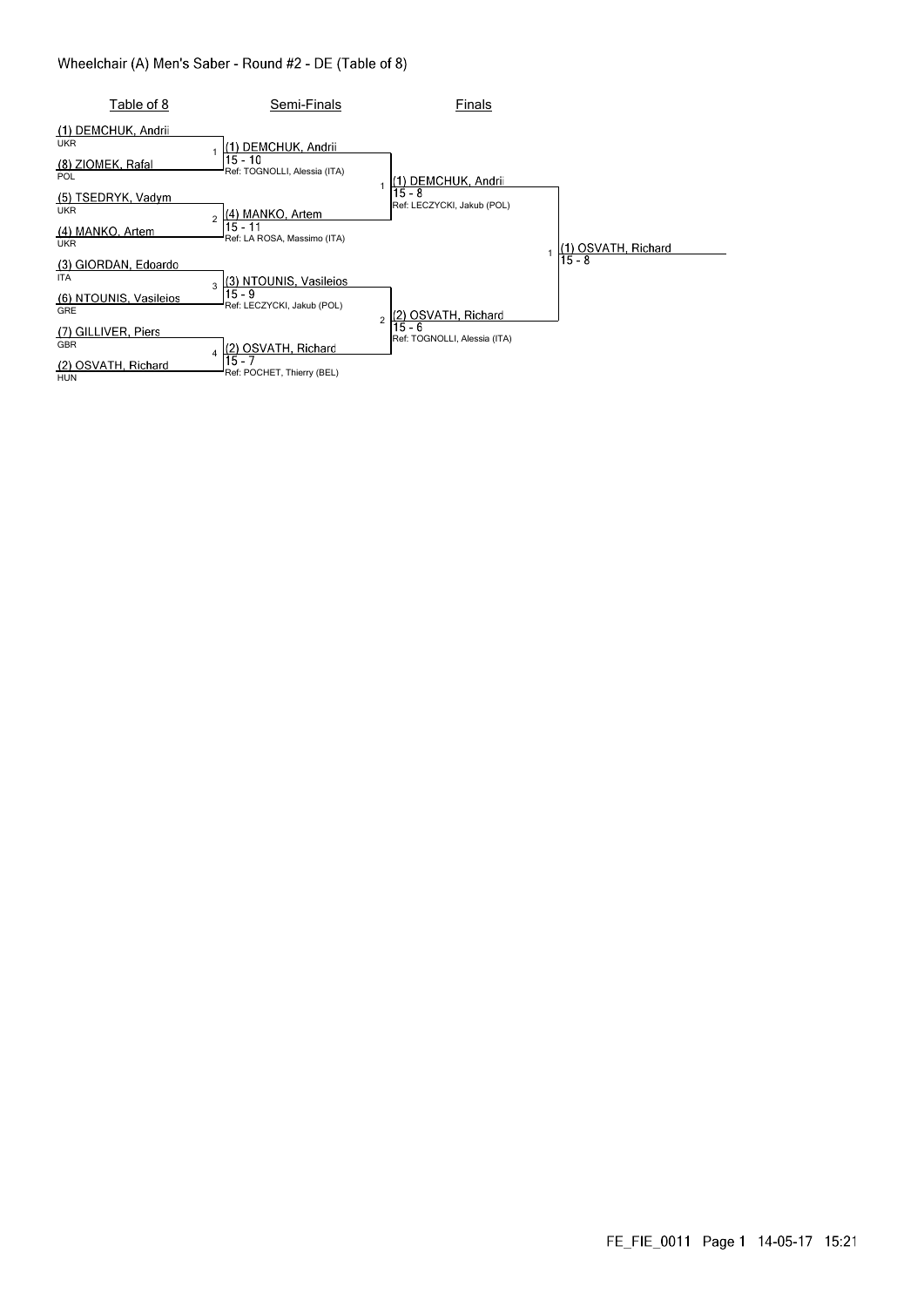# Wheelchair (A) Men's Saber - Round #2 - DE (Table of 8)

## Table of 8

| Bout | Fencer 1 | Fencer 2 | Winner | Score | Referee |
|---|---|---|---|---|---|
| 1 | (1) DEMCHUK, Andrii (UKR) | (8) ZIOMEK, Rafal (POL) | (1) DEMCHUK, Andrii | 15 - 10 | TOGNOLLI, Alessia (ITA) |
| 2 | (5) TSEDRYK, Vadym (UKR) | (4) MANKO, Artem (UKR) | (4) MANKO, Artem | 15 - 11 | LA ROSA, Massimo (ITA) |
| 3 | (3) GIORDAN, Edoardo (ITA) | (6) NTOUNIS, Vasileios (GRE) | (3) NTOUNIS, Vasileios | 15 - 9 | LECZYCKI, Jakub (POL) |
| 4 | (7) GILLIVER, Piers (GBR) | (2) OSVATH, Richard (HUN) | (2) OSVATH, Richard | 15 - 7 | POCHET, Thierry (BEL) |

## Semi-Finals

| Bout | Fencer 1 | Fencer 2 | Winner | Score | Referee |
|---|---|---|---|---|---|
| 1 | (1) DEMCHUK, Andrii | (4) MANKO, Artem | (1) DEMCHUK, Andrii | 15 - 8 | LECZYCKI, Jakub (POL) |
| 2 | (3) NTOUNIS, Vasileios | (2) OSVATH, Richard | (2) OSVATH, Richard | 15 - 6 | TOGNOLLI, Alessia (ITA) |

## Finals

| Bout | Fencer 1 | Fencer 2 | Winner | Score |
|---|---|---|---|---|
| 1 | (1) DEMCHUK, Andrii | (2) OSVATH, Richard | (1) OSVATH, Richard | 15 - 8 |

FE_FIE_0011 Page 1 14-05-17 15:21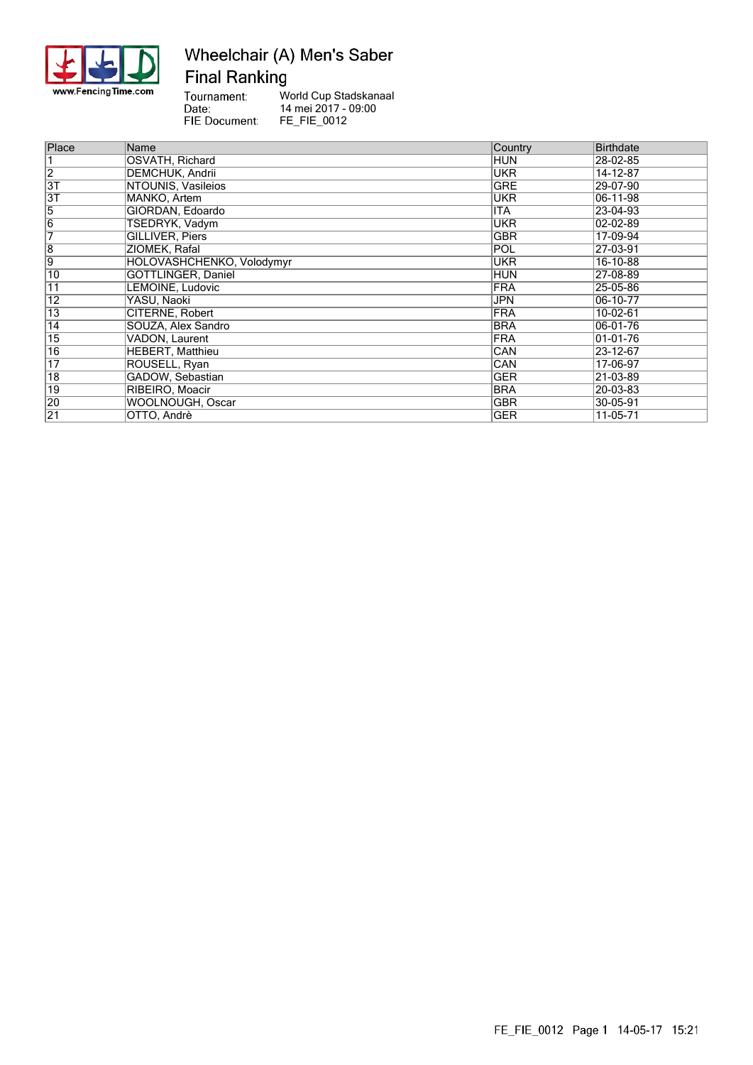# Wheelchair (A) Men's Saber

## Final Ranking

Tournament: World Cup Stadskanaal
Date: 14 mei 2017 - 09:00
FIE Document: FE_FIE_0012

| Place | Name | Country | Birthdate |
|---|---|---|---|
| 1 | OSVATH, Richard | HUN | 28-02-85 |
| 2 | DEMCHUK, Andrii | UKR | 14-12-87 |
| 3T | NTOUNIS, Vasileios | GRE | 29-07-90 |
| 3T | MANKO, Artem | UKR | 06-11-98 |
| 5 | GIORDAN, Edoardo | ITA | 23-04-93 |
| 6 | TSEDRYK, Vadym | UKR | 02-02-89 |
| 7 | GILLIVER, Piers | GBR | 17-09-94 |
| 8 | ZIOMEK, Rafal | POL | 27-03-91 |
| 9 | HOLOVASHCHENKO, Volodymyr | UKR | 16-10-88 |
| 10 | GOTTLINGER, Daniel | HUN | 27-08-89 |
| 11 | LEMOINE, Ludovic | FRA | 25-05-86 |
| 12 | YASU, Naoki | JPN | 06-10-77 |
| 13 | CITERNE, Robert | FRA | 10-02-61 |
| 14 | SOUZA, Alex Sandro | BRA | 06-01-76 |
| 15 | VADON, Laurent | FRA | 01-01-76 |
| 16 | HEBERT, Matthieu | CAN | 23-12-67 |
| 17 | ROUSELL, Ryan | CAN | 17-06-97 |
| 18 | GADOW, Sebastian | GER | 21-03-89 |
| 19 | RIBEIRO, Moacir | BRA | 20-03-83 |
| 20 | WOOLNOUGH, Oscar | GBR | 30-05-91 |
| 21 | OTTO, Andrè | GER | 11-05-71 |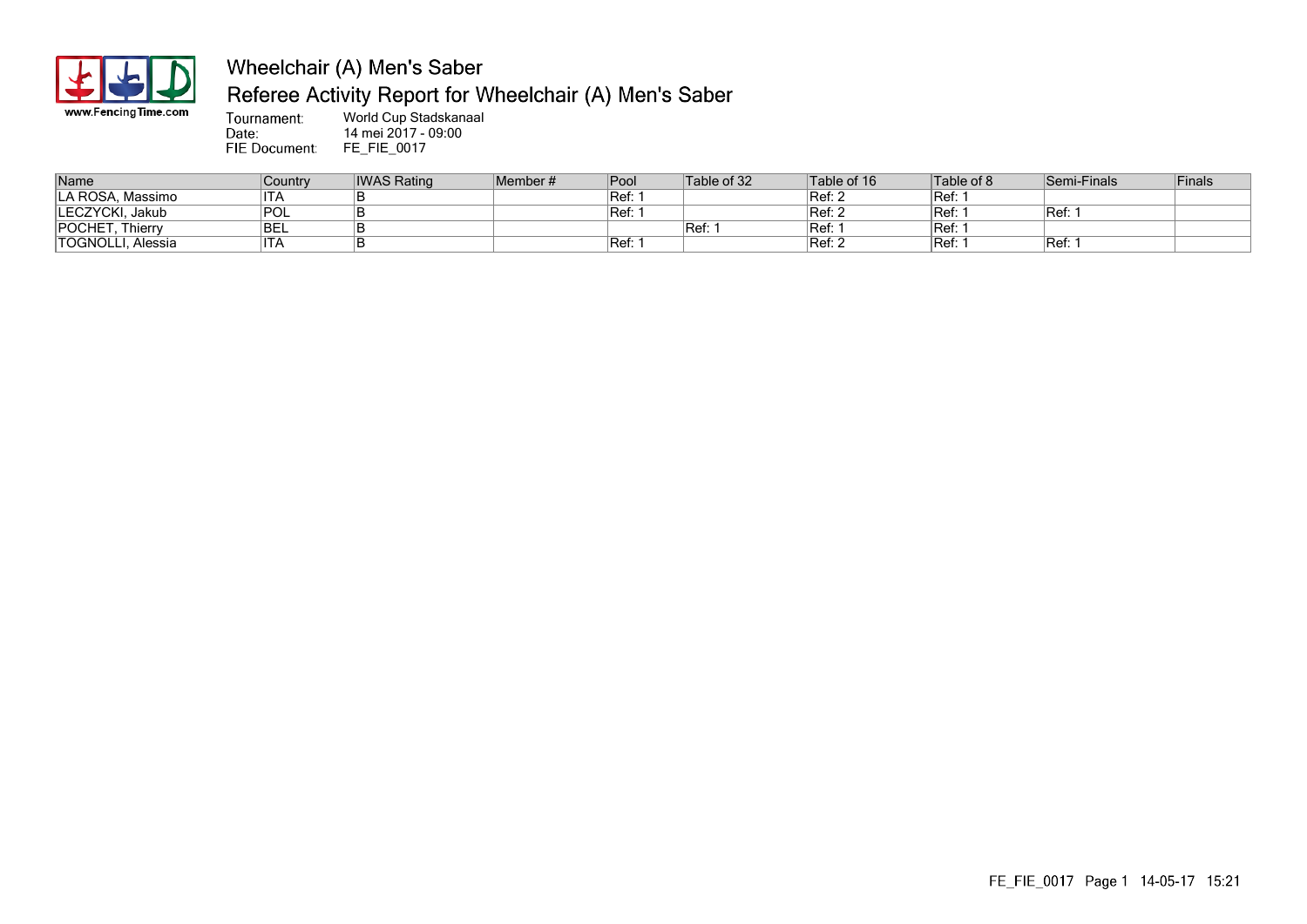# Wheelchair (A) Men's Saber

## Referee Activity Report for Wheelchair (A) Men's Saber

Tournament: World Cup Stadskanaal
Date: 14 mei 2017 - 09:00
FIE Document: FE_FIE_0017

| Name | Country | IWAS Rating | Member # | Pool | Table of 32 | Table of 16 | Table of 8 | Semi-Finals | Finals |
|---|---|---|---|---|---|---|---|---|---|
| LA ROSA, Massimo | ITA | B | | Ref: 1 | | Ref: 2 | Ref: 1 | | |
| LECZYCKI, Jakub | POL | B | | Ref: 1 | | Ref: 2 | Ref: 1 | Ref: 1 | |
| POCHET, Thierry | BEL | B | | | Ref: 1 | Ref: 1 | Ref: 1 | | |
| TOGNOLLI, Alessia | ITA | B | | Ref: 1 | | Ref: 2 | Ref: 1 | Ref: 1 | |